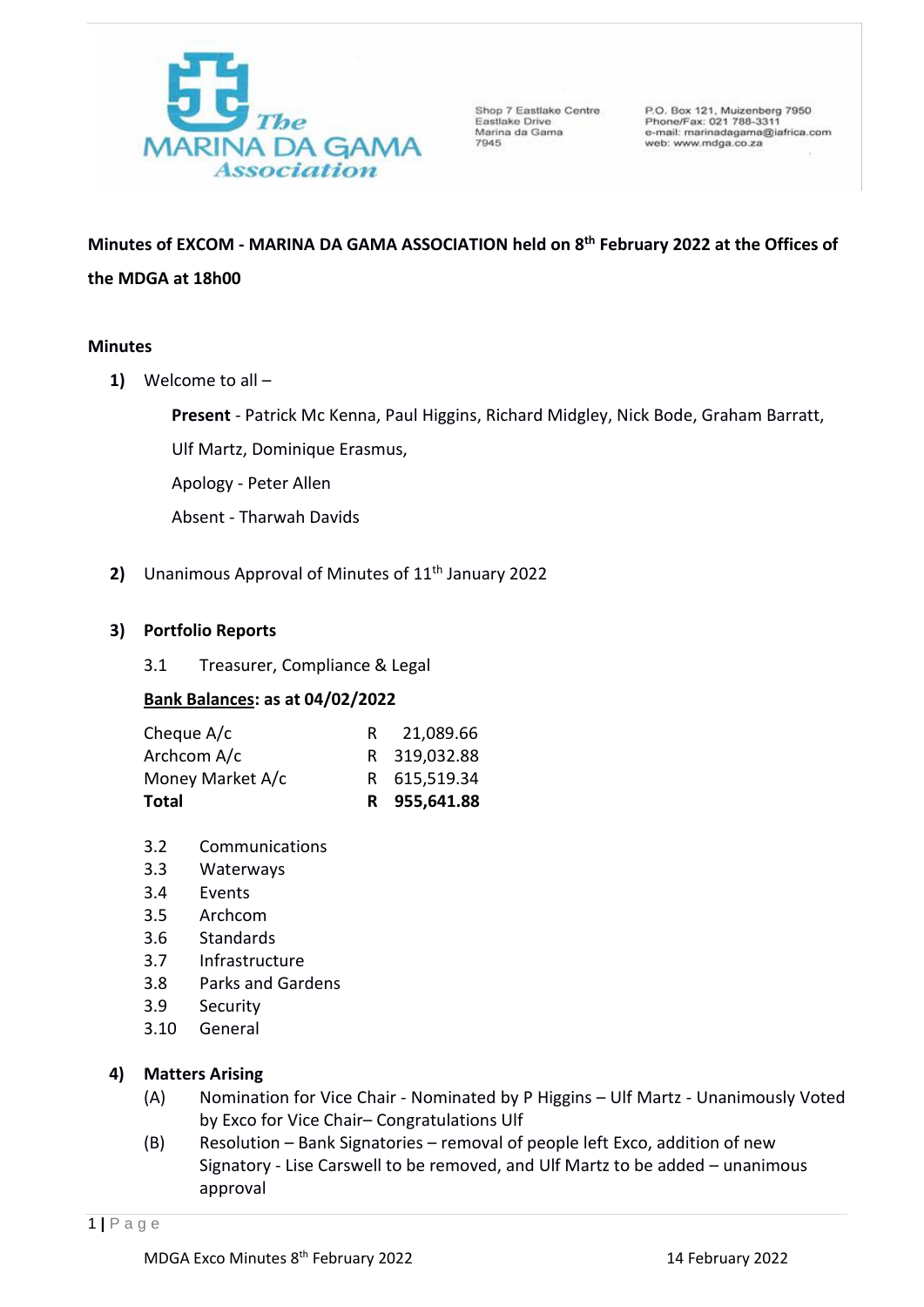The Marina Da Gama Association

Shop 7 Eastlake Centre
Eastlake Drive
Marina da Gama
7945

P.O. Box 121, Muizenberg 7950
Phone/Fax: 021 788-3311
e-mail: marinadagama@iafrica.com
web: www.mdga.co.za

**Minutes of EXCOM - MARINA DA GAMA ASSOCIATION held on 8th February 2022 at the Offices of the MDGA at 18h00**

**Minutes**

1) Welcome to all –

   **Present** - Patrick Mc Kenna, Paul Higgins, Richard Midgley, Nick Bode, Graham Barratt, Ulf Martz, Dominique Erasmus,

   Apology - Peter Allen

   Absent - Tharwah Davids

2) Unanimous Approval of Minutes of 11th January 2022

3) **Portfolio Reports**

   3.1 Treasurer, Compliance & Legal

   **Bank Balances: as at 04/02/2022**

| | | |
|---|---|---|
| Cheque A/c | R | 21,089.66 |
| Archcom A/c | R | 319,032.88 |
| Money Market A/c | R | 615,519.34 |
| **Total** | **R** | **955,641.88** |

   3.2 Communications
   3.3 Waterways
   3.4 Events
   3.5 Archcom
   3.6 Standards
   3.7 Infrastructure
   3.8 Parks and Gardens
   3.9 Security
   3.10 General

4) **Matters Arising**
   (A) Nomination for Vice Chair - Nominated by P Higgins – Ulf Martz - Unanimously Voted by Exco for Vice Chair– Congratulations Ulf
   (B) Resolution – Bank Signatories – removal of people left Exco, addition of new Signatory - Lise Carswell to be removed, and Ulf Martz to be added – unanimous approval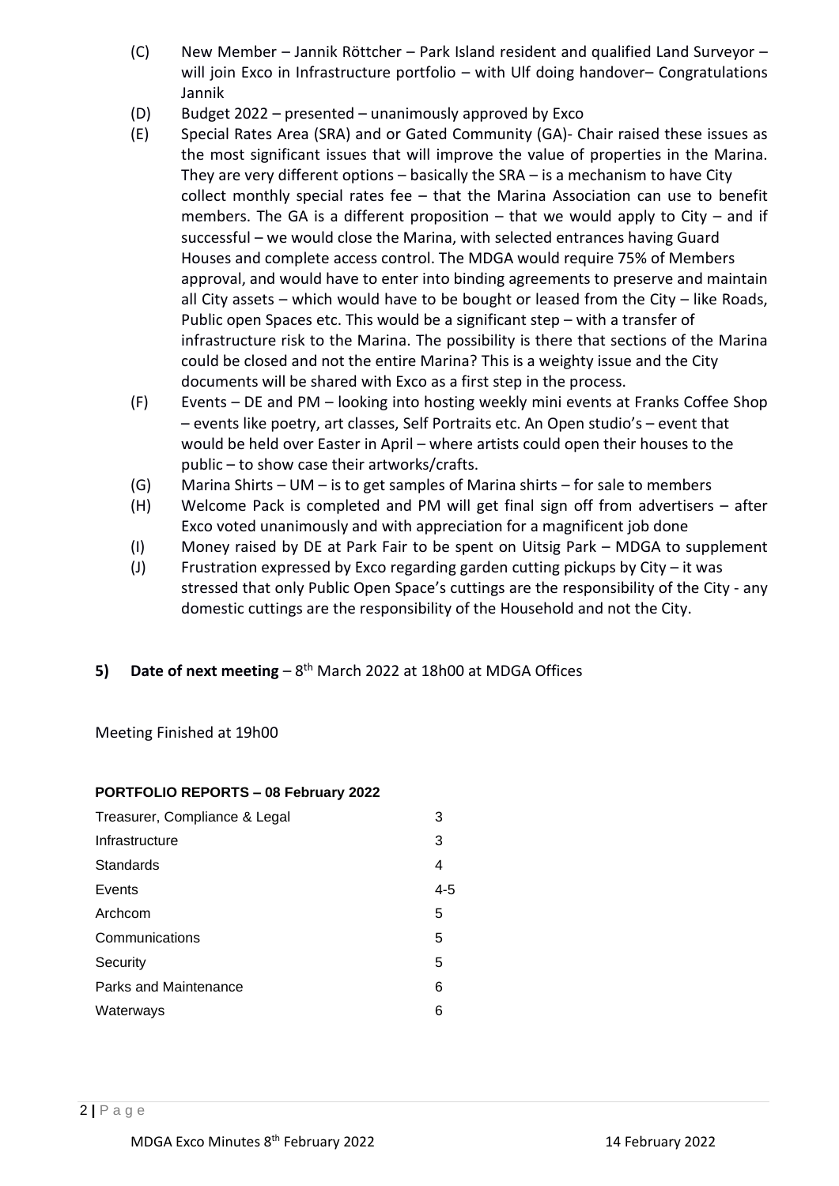(C) New Member – Jannik Röttcher – Park Island resident and qualified Land Surveyor – will join Exco in Infrastructure portfolio – with Ulf doing handover– Congratulations Jannik

(D) Budget 2022 – presented – unanimously approved by Exco

(E) Special Rates Area (SRA) and or Gated Community (GA)- Chair raised these issues as the most significant issues that will improve the value of properties in the Marina. They are very different options – basically the SRA – is a mechanism to have City collect monthly special rates fee – that the Marina Association can use to benefit members. The GA is a different proposition – that we would apply to City – and if successful – we would close the Marina, with selected entrances having Guard Houses and complete access control. The MDGA would require 75% of Members approval, and would have to enter into binding agreements to preserve and maintain all City assets – which would have to be bought or leased from the City – like Roads, Public open Spaces etc. This would be a significant step – with a transfer of infrastructure risk to the Marina. The possibility is there that sections of the Marina could be closed and not the entire Marina? This is a weighty issue and the City documents will be shared with Exco as a first step in the process.

(F) Events – DE and PM – looking into hosting weekly mini events at Franks Coffee Shop – events like poetry, art classes, Self Portraits etc. An Open studio's – event that would be held over Easter in April – where artists could open their houses to the public – to show case their artworks/crafts.

(G) Marina Shirts – UM – is to get samples of Marina shirts – for sale to members

(H) Welcome Pack is completed and PM will get final sign off from advertisers – after Exco voted unanimously and with appreciation for a magnificent job done

(I) Money raised by DE at Park Fair to be spent on Uitsig Park – MDGA to supplement

(J) Frustration expressed by Exco regarding garden cutting pickups by City – it was stressed that only Public Open Space's cuttings are the responsibility of the City - any domestic cuttings are the responsibility of the Household and not the City.

**5) Date of next meeting** – 8th March 2022 at 18h00 at MDGA Offices

Meeting Finished at 19h00

**PORTFOLIO REPORTS – 08 February 2022**

| | |
|---|---|
| Treasurer, Compliance & Legal | 3 |
| Infrastructure | 3 |
| Standards | 4 |
| Events | 4-5 |
| Archcom | 5 |
| Communications | 5 |
| Security | 5 |
| Parks and Maintenance | 6 |
| Waterways | 6 |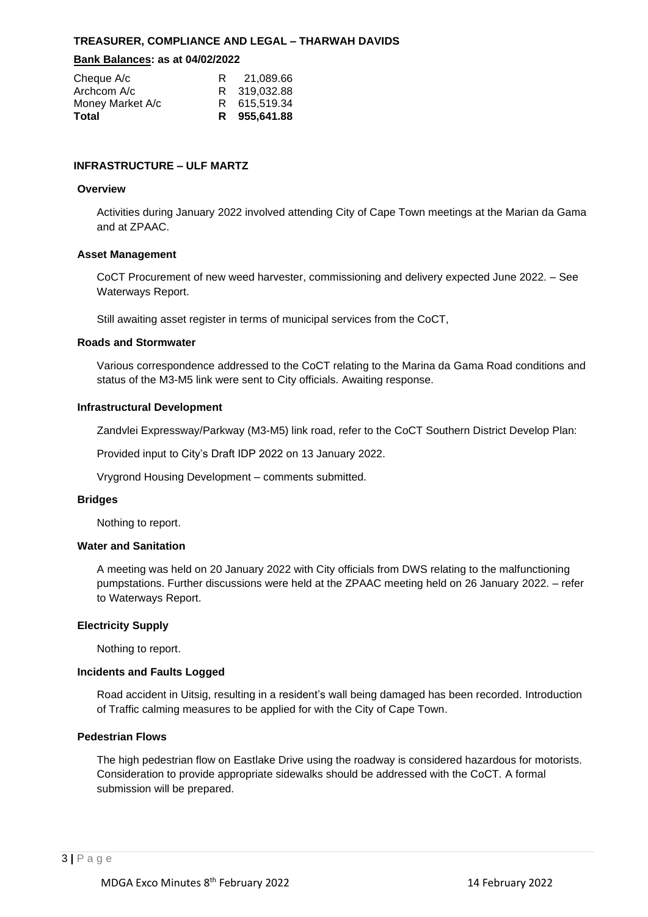**TREASURER, COMPLIANCE AND LEGAL – THARWAH DAVIDS**

**Bank Balances: as at 04/02/2022**

| | |
|---|---|
| Cheque A/c | R 21,089.66 |
| Archcom A/c | R 319,032.88 |
| Money Market A/c | R 615,519.34 |
| **Total** | **R 955,641.88** |

**INFRASTRUCTURE – ULF MARTZ**

**Overview**

Activities during January 2022 involved attending City of Cape Town meetings at the Marian da Gama and at ZPAAC.

**Asset Management**

CoCT Procurement of new weed harvester, commissioning and delivery expected June 2022. – See Waterways Report.

Still awaiting asset register in terms of municipal services from the CoCT,

**Roads and Stormwater**

Various correspondence addressed to the CoCT relating to the Marina da Gama Road conditions and status of the M3-M5 link were sent to City officials. Awaiting response.

**Infrastructural Development**

Zandvlei Expressway/Parkway (M3-M5) link road, refer to the CoCT Southern District Develop Plan:

Provided input to City's Draft IDP 2022 on 13 January 2022.

Vrygrond Housing Development – comments submitted.

**Bridges**

Nothing to report.

**Water and Sanitation**

A meeting was held on 20 January 2022 with City officials from DWS relating to the malfunctioning pumpstations. Further discussions were held at the ZPAAC meeting held on 26 January 2022. – refer to Waterways Report.

**Electricity Supply**

Nothing to report.

**Incidents and Faults Logged**

Road accident in Uitsig, resulting in a resident's wall being damaged has been recorded. Introduction of Traffic calming measures to be applied for with the City of Cape Town.

**Pedestrian Flows**

The high pedestrian flow on Eastlake Drive using the roadway is considered hazardous for motorists. Consideration to provide appropriate sidewalks should be addressed with the CoCT. A formal submission will be prepared.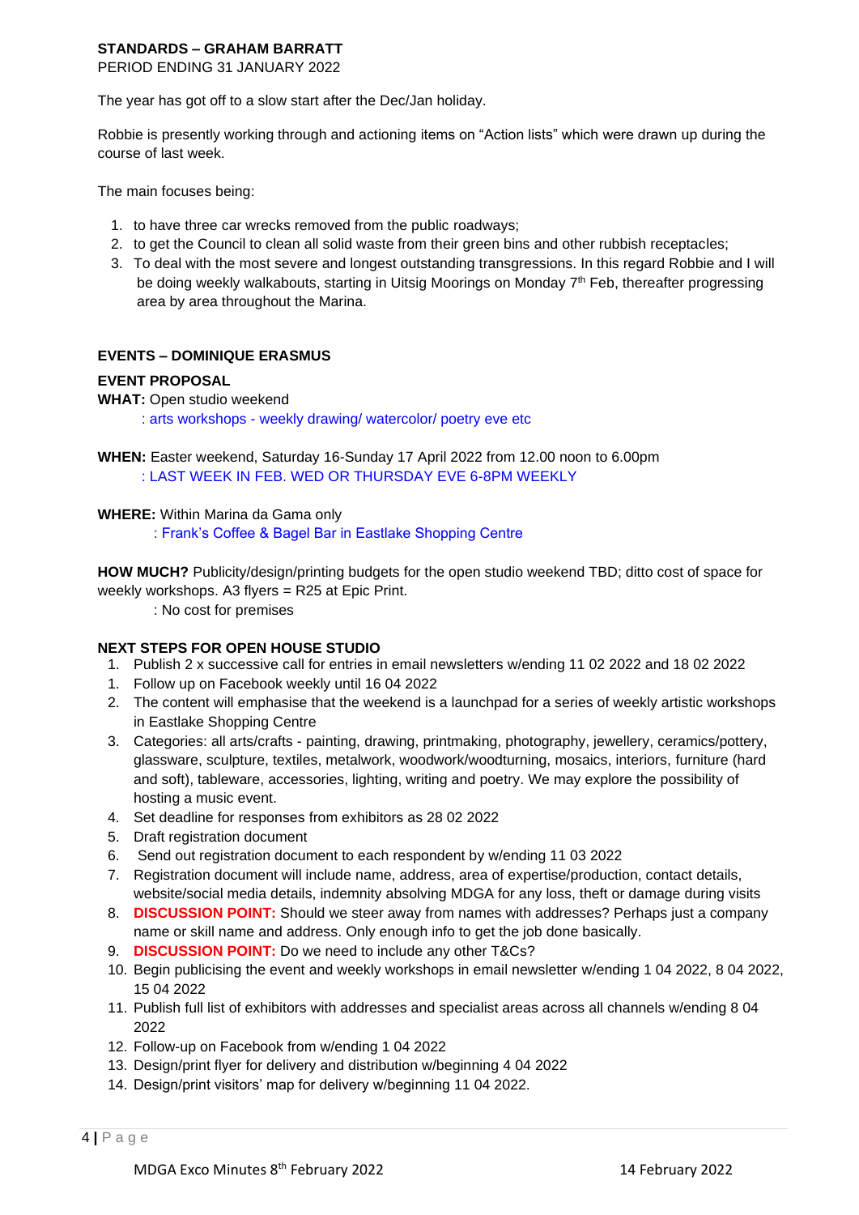**STANDARDS – GRAHAM BARRATT**

PERIOD ENDING 31 JANUARY 2022

The year has got off to a slow start after the Dec/Jan holiday.

Robbie is presently working through and actioning items on "Action lists" which were drawn up during the course of last week.

The main focuses being:

1. to have three car wrecks removed from the public roadways;
2. to get the Council to clean all solid waste from their green bins and other rubbish receptacles;
3. To deal with the most severe and longest outstanding transgressions. In this regard Robbie and I will be doing weekly walkabouts, starting in Uitsig Moorings on Monday 7th Feb, thereafter progressing area by area throughout the Marina.

**EVENTS – DOMINIQUE ERASMUS**

**EVENT PROPOSAL**

**WHAT:** Open studio weekend

: arts workshops - weekly drawing/ watercolor/ poetry eve etc

**WHEN:** Easter weekend, Saturday 16-Sunday 17 April 2022 from 12.00 noon to 6.00pm

: LAST WEEK IN FEB. WED OR THURSDAY EVE 6-8PM WEEKLY

**WHERE:** Within Marina da Gama only

: Frank's Coffee & Bagel Bar in Eastlake Shopping Centre

**HOW MUCH?** Publicity/design/printing budgets for the open studio weekend TBD; ditto cost of space for weekly workshops. A3 flyers = R25 at Epic Print.

: No cost for premises

**NEXT STEPS FOR OPEN HOUSE STUDIO**

1. Publish 2 x successive call for entries in email newsletters w/ending 11 02 2022 and 18 02 2022
1. Follow up on Facebook weekly until 16 04 2022
2. The content will emphasise that the weekend is a launchpad for a series of weekly artistic workshops in Eastlake Shopping Centre
3. Categories: all arts/crafts - painting, drawing, printmaking, photography, jewellery, ceramics/pottery, glassware, sculpture, textiles, metalwork, woodwork/woodturning, mosaics, interiors, furniture (hard and soft), tableware, accessories, lighting, writing and poetry. We may explore the possibility of hosting a music event.
4. Set deadline for responses from exhibitors as 28 02 2022
5. Draft registration document
6. Send out registration document to each respondent by w/ending 11 03 2022
7. Registration document will include name, address, area of expertise/production, contact details, website/social media details, indemnity absolving MDGA for any loss, theft or damage during visits
8. **DISCUSSION POINT:** Should we steer away from names with addresses? Perhaps just a company name or skill name and address. Only enough info to get the job done basically.
9. **DISCUSSION POINT:** Do we need to include any other T&Cs?
10. Begin publicising the event and weekly workshops in email newsletter w/ending 1 04 2022, 8 04 2022, 15 04 2022
11. Publish full list of exhibitors with addresses and specialist areas across all channels w/ending 8 04 2022
12. Follow-up on Facebook from w/ending 1 04 2022
13. Design/print flyer for delivery and distribution w/beginning 4 04 2022
14. Design/print visitors' map for delivery w/beginning 11 04 2022.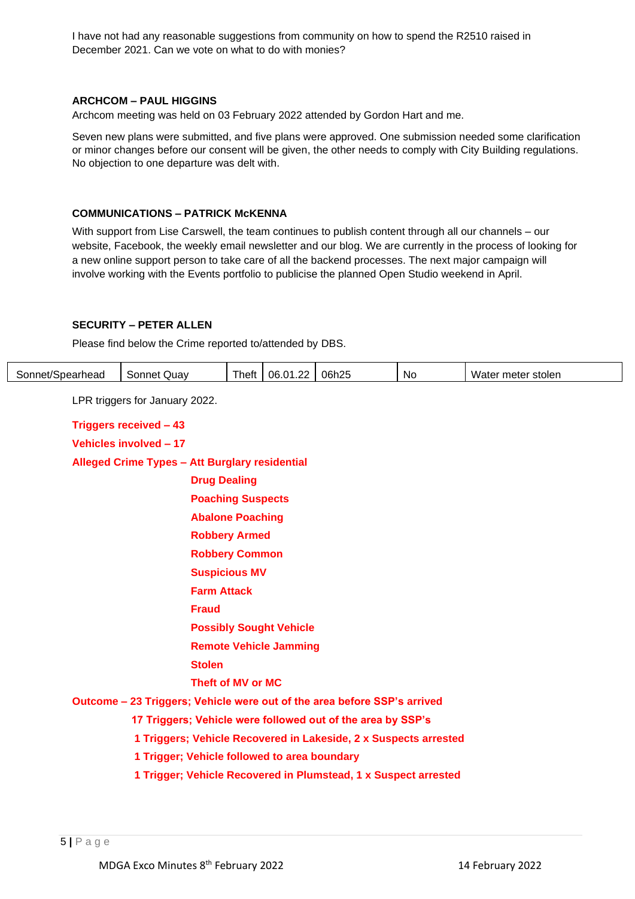I have not had any reasonable suggestions from community on how to spend the R2510 raised in December 2021. Can we vote on what to do with monies?

**ARCHCOM – PAUL HIGGINS**

Archcom meeting was held on 03 February 2022 attended by Gordon Hart and me.

Seven new plans were submitted, and five plans were approved. One submission needed some clarification or minor changes before our consent will be given, the other needs to comply with City Building regulations. No objection to one departure was delt with.

**COMMUNICATIONS – PATRICK McKENNA**

With support from Lise Carswell, the team continues to publish content through all our channels – our website, Facebook, the weekly email newsletter and our blog. We are currently in the process of looking for a new online support person to take care of all the backend processes. The next major campaign will involve working with the Events portfolio to publicise the planned Open Studio weekend in April.

**SECURITY – PETER ALLEN**

Please find below the Crime reported to/attended by DBS.

| | | | | | | |
|---|---|---|---|---|---|---|
| Sonnet/Spearhead | Sonnet Quay | Theft | 06.01.22 | 06h25 | No | Water meter stolen |

LPR triggers for January 2022.

**Triggers received – 43**

**Vehicles involved – 17**

**Alleged Crime Types – Att Burglary residential**
- **Drug Dealing**
- **Poaching Suspects**
- **Abalone Poaching**
- **Robbery Armed**
- **Robbery Common**
- **Suspicious MV**
- **Farm Attack**
- **Fraud**
- **Possibly Sought Vehicle**
- **Remote Vehicle Jamming**
- **Stolen**
- **Theft of MV or MC**

**Outcome – 23 Triggers; Vehicle were out of the area before SSP's arrived**
- **17 Triggers; Vehicle were followed out of the area by SSP's**
- **1 Triggers; Vehicle Recovered in Lakeside, 2 x Suspects arrested**
- **1 Trigger; Vehicle followed to area boundary**
- **1 Trigger; Vehicle Recovered in Plumstead, 1 x Suspect arrested**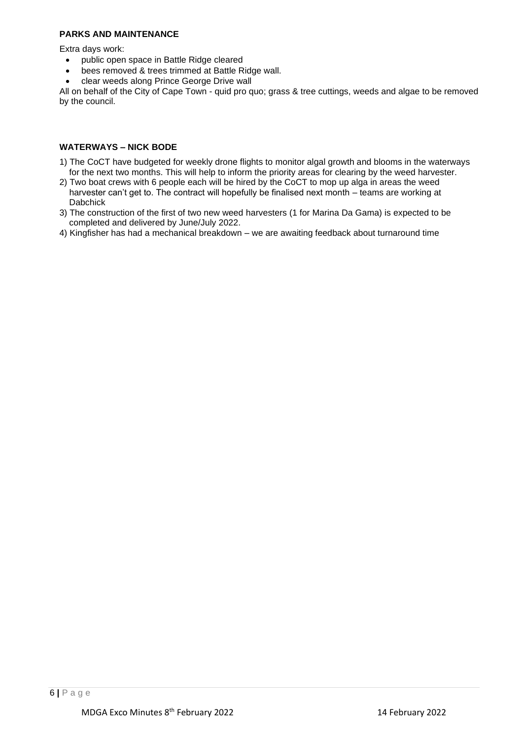**PARKS AND MAINTENANCE**

Extra days work:

- public open space in Battle Ridge cleared
- bees removed & trees trimmed at Battle Ridge wall.
- clear weeds along Prince George Drive wall

All on behalf of the City of Cape Town - quid pro quo; grass & tree cuttings, weeds and algae to be removed by the council.

**WATERWAYS – NICK BODE**

1) The CoCT have budgeted for weekly drone flights to monitor algal growth and blooms in the waterways for the next two months. This will help to inform the priority areas for clearing by the weed harvester.
2) Two boat crews with 6 people each will be hired by the CoCT to mop up alga in areas the weed harvester can't get to. The contract will hopefully be finalised next month – teams are working at Dabchick
3) The construction of the first of two new weed harvesters (1 for Marina Da Gama) is expected to be completed and delivered by June/July 2022.
4) Kingfisher has had a mechanical breakdown – we are awaiting feedback about turnaround time